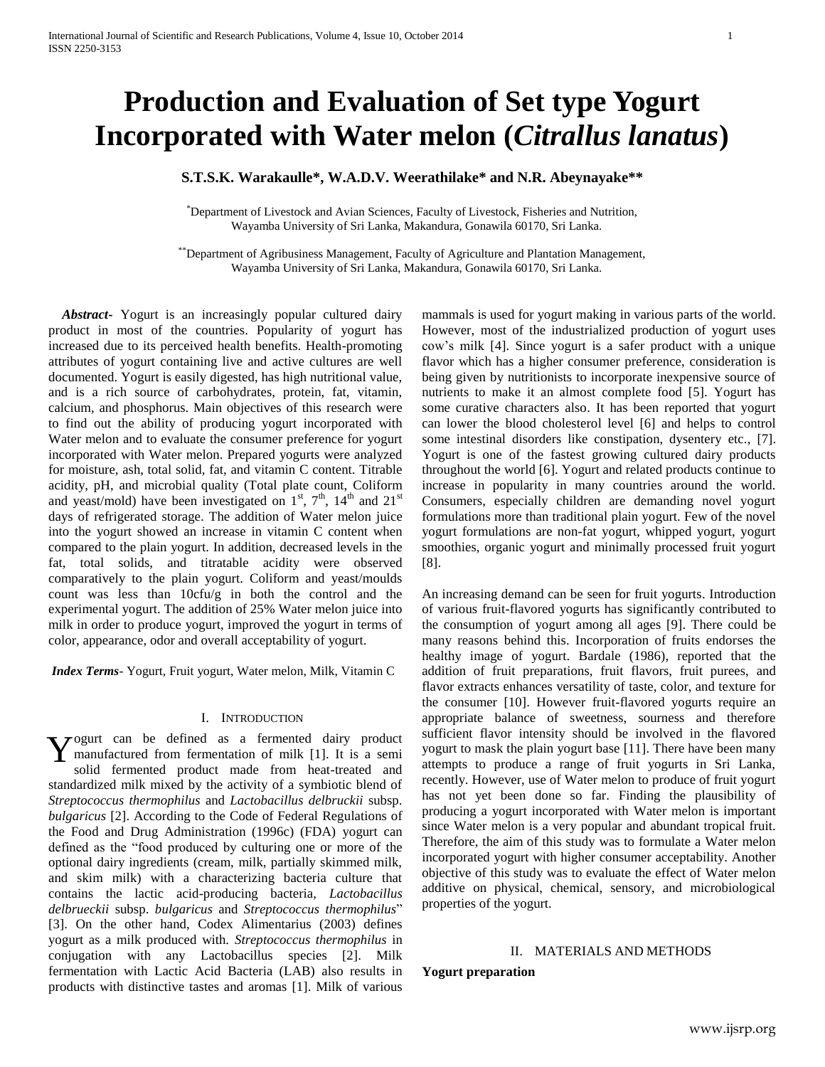# Production and Evaluation of Set type Yogurt Incorporated with Water melon (*Citrallus lanatus*)

**S.T.S.K. Warakaulle\*, W.A.D.V. Weerathilake\* and N.R. Abeynayake\*\***

\*Department of Livestock and Avian Sciences, Faculty of Livestock, Fisheries and Nutrition, Wayamba University of Sri Lanka, Makandura, Gonawila 60170, Sri Lanka.

\*\*Department of Agribusiness Management, Faculty of Agriculture and Plantation Management, Wayamba University of Sri Lanka, Makandura, Gonawila 60170, Sri Lanka.

***Abstract***- Yogurt is an increasingly popular cultured dairy product in most of the countries. Popularity of yogurt has increased due to its perceived health benefits. Health-promoting attributes of yogurt containing live and active cultures are well documented. Yogurt is easily digested, has high nutritional value, and is a rich source of carbohydrates, protein, fat, vitamin, calcium, and phosphorus. Main objectives of this research were to find out the ability of producing yogurt incorporated with Water melon and to evaluate the consumer preference for yogurt incorporated with Water melon. Prepared yogurts were analyzed for moisture, ash, total solid, fat, and vitamin C content. Titrable acidity, pH, and microbial quality (Total plate count, Coliform and yeast/mold) have been investigated on 1st, 7th, 14th and 21st days of refrigerated storage. The addition of Water melon juice into the yogurt showed an increase in vitamin C content when compared to the plain yogurt. In addition, decreased levels in the fat, total solids, and titratable acidity were observed comparatively to the plain yogurt. Coliform and yeast/moulds count was less than 10cfu/g in both the control and the experimental yogurt. The addition of 25% Water melon juice into milk in order to produce yogurt, improved the yogurt in terms of color, appearance, odor and overall acceptability of yogurt.

***Index Terms***- Yogurt, Fruit yogurt, Water melon, Milk, Vitamin C

## I. Introduction

Yogurt can be defined as a fermented dairy product manufactured from fermentation of milk [1]. It is a semi solid fermented product made from heat-treated and standardized milk mixed by the activity of a symbiotic blend of *Streptococcus thermophilus* and *Lactobacillus delbruckii* subsp. *bulgaricus* [2]. According to the Code of Federal Regulations of the Food and Drug Administration (1996c) (FDA) yogurt can defined as the "food produced by culturing one or more of the optional dairy ingredients (cream, milk, partially skimmed milk, and skim milk) with a characterizing bacteria culture that contains the lactic acid-producing bacteria, *Lactobacillus delbrueckii* subsp. *bulgaricus* and *Streptococcus thermophilus*" [3]. On the other hand, Codex Alimentarius (2003) defines yogurt as a milk produced with. *Streptococcus thermophilus* in conjugation with any Lactobacillus species [2]. Milk fermentation with Lactic Acid Bacteria (LAB) also results in products with distinctive tastes and aromas [1]. Milk of various mammals is used for yogurt making in various parts of the world. However, most of the industrialized production of yogurt uses cow's milk [4]. Since yogurt is a safer product with a unique flavor which has a higher consumer preference, consideration is being given by nutritionists to incorporate inexpensive source of nutrients to make it an almost complete food [5]. Yogurt has some curative characters also. It has been reported that yogurt can lower the blood cholesterol level [6] and helps to control some intestinal disorders like constipation, dysentery etc., [7]. Yogurt is one of the fastest growing cultured dairy products throughout the world [6]. Yogurt and related products continue to increase in popularity in many countries around the world. Consumers, especially children are demanding novel yogurt formulations more than traditional plain yogurt. Few of the novel yogurt formulations are non-fat yogurt, whipped yogurt, yogurt smoothies, organic yogurt and minimally processed fruit yogurt [8].

An increasing demand can be seen for fruit yogurts. Introduction of various fruit-flavored yogurts has significantly contributed to the consumption of yogurt among all ages [9]. There could be many reasons behind this. Incorporation of fruits endorses the healthy image of yogurt. Bardale (1986), reported that the addition of fruit preparations, fruit flavors, fruit purees, and flavor extracts enhances versatility of taste, color, and texture for the consumer [10]. However fruit-flavored yogurts require an appropriate balance of sweetness, sourness and therefore sufficient flavor intensity should be involved in the flavored yogurt to mask the plain yogurt base [11]. There have been many attempts to produce a range of fruit yogurts in Sri Lanka, recently. However, use of Water melon to produce of fruit yogurt has not yet been done so far. Finding the plausibility of producing a yogurt incorporated with Water melon is important since Water melon is a very popular and abundant tropical fruit. Therefore, the aim of this study was to formulate a Water melon incorporated yogurt with higher consumer acceptability. Another objective of this study was to evaluate the effect of Water melon additive on physical, chemical, sensory, and microbiological properties of the yogurt.

## II. Materials and Methods

**Yogurt preparation**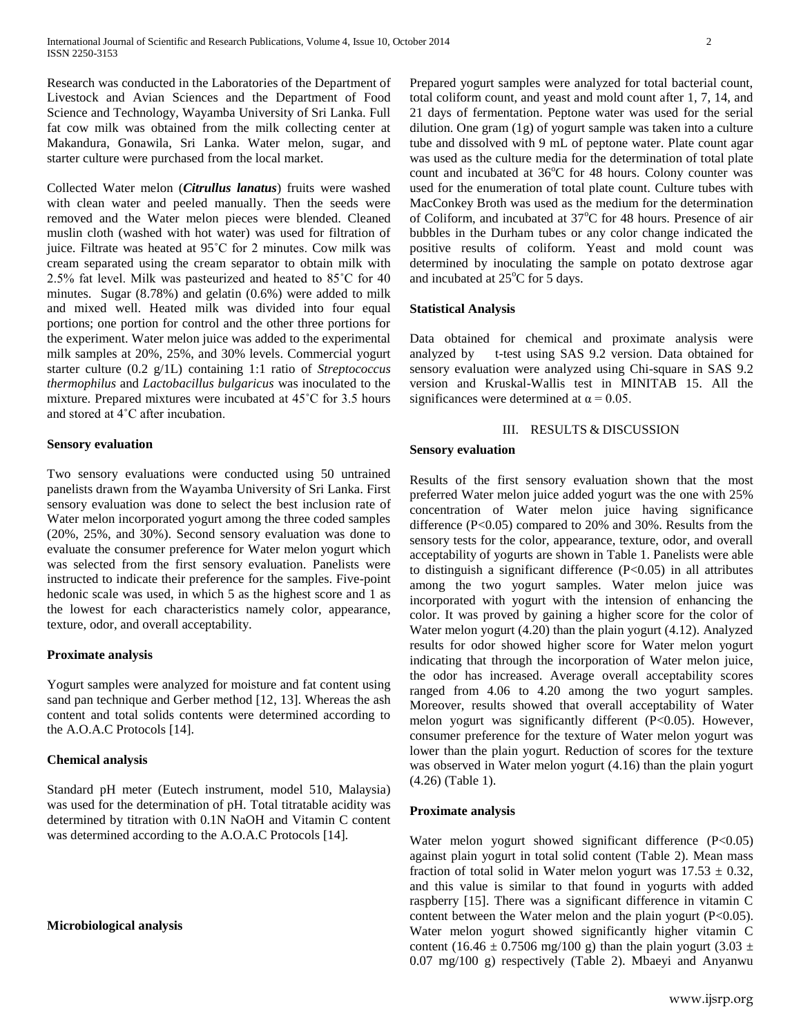Research was conducted in the Laboratories of the Department of Livestock and Avian Sciences and the Department of Food Science and Technology, Wayamba University of Sri Lanka. Full fat cow milk was obtained from the milk collecting center at Makandura, Gonawila, Sri Lanka. Water melon, sugar, and starter culture were purchased from the local market.

Collected Water melon (***Citrullus lanatus***) fruits were washed with clean water and peeled manually. Then the seeds were removed and the Water melon pieces were blended. Cleaned muslin cloth (washed with hot water) was used for filtration of juice. Filtrate was heated at 95˚C for 2 minutes. Cow milk was cream separated using the cream separator to obtain milk with 2.5% fat level. Milk was pasteurized and heated to 85˚C for 40 minutes. Sugar (8.78%) and gelatin (0.6%) were added to milk and mixed well. Heated milk was divided into four equal portions; one portion for control and the other three portions for the experiment. Water melon juice was added to the experimental milk samples at 20%, 25%, and 30% levels. Commercial yogurt starter culture (0.2 g/1L) containing 1:1 ratio of *Streptococcus thermophilus* and *Lactobacillus bulgaricus* was inoculated to the mixture. Prepared mixtures were incubated at 45˚C for 3.5 hours and stored at 4˚C after incubation.

**Sensory evaluation**

Two sensory evaluations were conducted using 50 untrained panelists drawn from the Wayamba University of Sri Lanka. First sensory evaluation was done to select the best inclusion rate of Water melon incorporated yogurt among the three coded samples (20%, 25%, and 30%). Second sensory evaluation was done to evaluate the consumer preference for Water melon yogurt which was selected from the first sensory evaluation. Panelists were instructed to indicate their preference for the samples. Five-point hedonic scale was used, in which 5 as the highest score and 1 as the lowest for each characteristics namely color, appearance, texture, odor, and overall acceptability.

**Proximate analysis**

Yogurt samples were analyzed for moisture and fat content using sand pan technique and Gerber method [12, 13]. Whereas the ash content and total solids contents were determined according to the A.O.A.C Protocols [14].

**Chemical analysis**

Standard pH meter (Eutech instrument, model 510, Malaysia) was used for the determination of pH. Total titratable acidity was determined by titration with 0.1N NaOH and Vitamin C content was determined according to the A.O.A.C Protocols [14].

**Microbiological analysis**

Prepared yogurt samples were analyzed for total bacterial count, total coliform count, and yeast and mold count after 1, 7, 14, and 21 days of fermentation. Peptone water was used for the serial dilution. One gram (1g) of yogurt sample was taken into a culture tube and dissolved with 9 mL of peptone water. Plate count agar was used as the culture media for the determination of total plate count and incubated at 36°C for 48 hours. Colony counter was used for the enumeration of total plate count. Culture tubes with MacConkey Broth was used as the medium for the determination of Coliform, and incubated at 37°C for 48 hours. Presence of air bubbles in the Durham tubes or any color change indicated the positive results of coliform. Yeast and mold count was determined by inoculating the sample on potato dextrose agar and incubated at 25°C for 5 days.

**Statistical Analysis**

Data obtained for chemical and proximate analysis were analyzed by t-test using SAS 9.2 version. Data obtained for sensory evaluation were analyzed using Chi-square in SAS 9.2 version and Kruskal-Wallis test in MINITAB 15. All the significances were determined at $\alpha = 0.05$.

## III. RESULTS & DISCUSSION

**Sensory evaluation**

Results of the first sensory evaluation shown that the most preferred Water melon juice added yogurt was the one with 25% concentration of Water melon juice having significance difference ($P<0.05$) compared to 20% and 30%. Results from the sensory tests for the color, appearance, texture, odor, and overall acceptability of yogurts are shown in Table 1. Panelists were able to distinguish a significant difference ($P<0.05$) in all attributes among the two yogurt samples. Water melon juice was incorporated with yogurt with the intension of enhancing the color. It was proved by gaining a higher score for the color of Water melon yogurt (4.20) than the plain yogurt (4.12). Analyzed results for odor showed higher score for Water melon yogurt indicating that through the incorporation of Water melon juice, the odor has increased. Average overall acceptability scores ranged from 4.06 to 4.20 among the two yogurt samples. Moreover, results showed that overall acceptability of Water melon yogurt was significantly different ($P<0.05$). However, consumer preference for the texture of Water melon yogurt was lower than the plain yogurt. Reduction of scores for the texture was observed in Water melon yogurt (4.16) than the plain yogurt (4.26) (Table 1).

**Proximate analysis**

Water melon yogurt showed significant difference ($P<0.05$) against plain yogurt in total solid content (Table 2). Mean mass fraction of total solid in Water melon yogurt was $17.53 \pm 0.32$, and this value is similar to that found in yogurts with added raspberry [15]. There was a significant difference in vitamin C content between the Water melon and the plain yogurt ($P<0.05$). Water melon yogurt showed significantly higher vitamin C content ($16.46 \pm 0.7506$ mg/100 g) than the plain yogurt ($3.03 \pm 0.07$ mg/100 g) respectively (Table 2). Mbaeyi and Anyanwu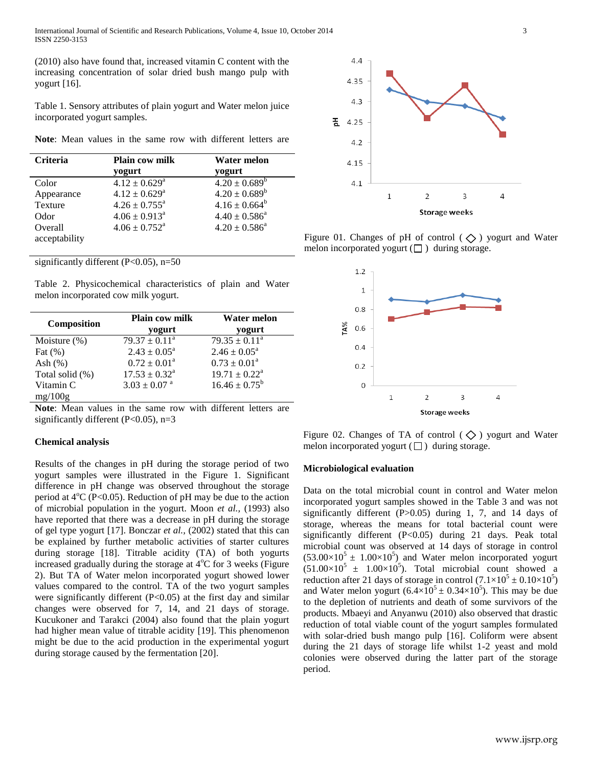(2010) also have found that, increased vitamin C content with the increasing concentration of solar dried bush mango pulp with yogurt [16].

Table 1. Sensory attributes of plain yogurt and Water melon juice incorporated yogurt samples.

| Criteria | Plain cow milk yogurt | Water melon yogurt |
|---|---|---|
| Color | $4.12 \pm 0.629^{a}$ | $4.20 \pm 0.689^{b}$ |
| Appearance | $4.12 \pm 0.629^{a}$ | $4.20 \pm 0.689^{b}$ |
| Texture | $4.26 \pm 0.755^{a}$ | $4.16 \pm 0.664^{b}$ |
| Odor | $4.06 \pm 0.913^{a}$ | $4.40 \pm 0.586^{a}$ |
| Overall acceptability | $4.06 \pm 0.752^{a}$ | $4.20 \pm 0.586^{a}$ |

**Note**: Mean values in the same row with different letters are significantly different (P<0.05), n=50

Table 2. Physicochemical characteristics of plain and Water melon incorporated cow milk yogurt.

| Composition | Plain cow milk yogurt | Water melon yogurt |
|---|---|---|
| Moisture (%) | $79.37 \pm 0.11^{a}$ | $79.35 \pm 0.11^{a}$ |
| Fat (%) | $2.43 \pm 0.05^{a}$ | $2.46 \pm 0.05^{a}$ |
| Ash (%) | $0.72 \pm 0.01^{a}$ | $0.73 \pm 0.01^{a}$ |
| Total solid (%) | $17.53 \pm 0.32^{a}$ | $19.71 \pm 0.22^{a}$ |
| Vitamin C mg/100g | $3.03 \pm 0.07^{a}$ | $16.46 \pm 0.75^{b}$ |

**Note**: Mean values in the same row with different letters are significantly different (P<0.05), n=3

**Chemical analysis**

Results of the changes in pH during the storage period of two yogurt samples were illustrated in the Figure 1. Significant difference in pH change was observed throughout the storage period at 4°C (P<0.05). Reduction of pH may be due to the action of microbial population in the yogurt. Moon *et al.,* (1993) also have reported that there was a decrease in pH during the storage of gel type yogurt [17]. Bonczar *et al.,* (2002) stated that this can be explained by further metabolic activities of starter cultures during storage [18]. Titrable acidity (TA) of both yogurts increased gradually during the storage at 4°C for 3 weeks (Figure 2). But TA of Water melon incorporated yogurt showed lower values compared to the control. TA of the two yogurt samples were significantly different (P<0.05) at the first day and similar changes were observed for 7, 14, and 21 days of storage. Kucukoner and Tarakci (2004) also found that the plain yogurt had higher mean value of titrable acidity [19]. This phenomenon might be due to the acid production in the experimental yogurt during storage caused by the fermentation [20].

Figure 01. Changes of pH of control (◇) yogurt and Water melon incorporated yogurt (□) during storage.

Figure 02. Changes of TA of control (◇) yogurt and Water melon incorporated yogurt (□) during storage.

**Microbiological evaluation**

Data on the total microbial count in control and Water melon incorporated yogurt samples showed in the Table 3 and was not significantly different (P>0.05) during 1, 7, and 14 days of storage, whereas the means for total bacterial count were significantly different (P<0.05) during 21 days. Peak total microbial count was observed at 14 days of storage in control ($53.00\times10^{5} \pm 1.00\times10^{5}$) and Water melon incorporated yogurt ($51.00\times10^{5} \pm 1.00\times10^{5}$). Total microbial count showed a reduction after 21 days of storage in control ($7.1\times10^{5} \pm 0.10\times10^{5}$) and Water melon yogurt ($6.4\times10^{5} \pm 0.34\times10^{5}$). This may be due to the depletion of nutrients and death of some survivors of the products. Mbaeyi and Anyanwu (2010) also observed that drastic reduction of total viable count of the yogurt samples formulated with solar-dried bush mango pulp [16]. Coliform were absent during the 21 days of storage life whilst 1-2 yeast and mold colonies were observed during the latter part of the storage period.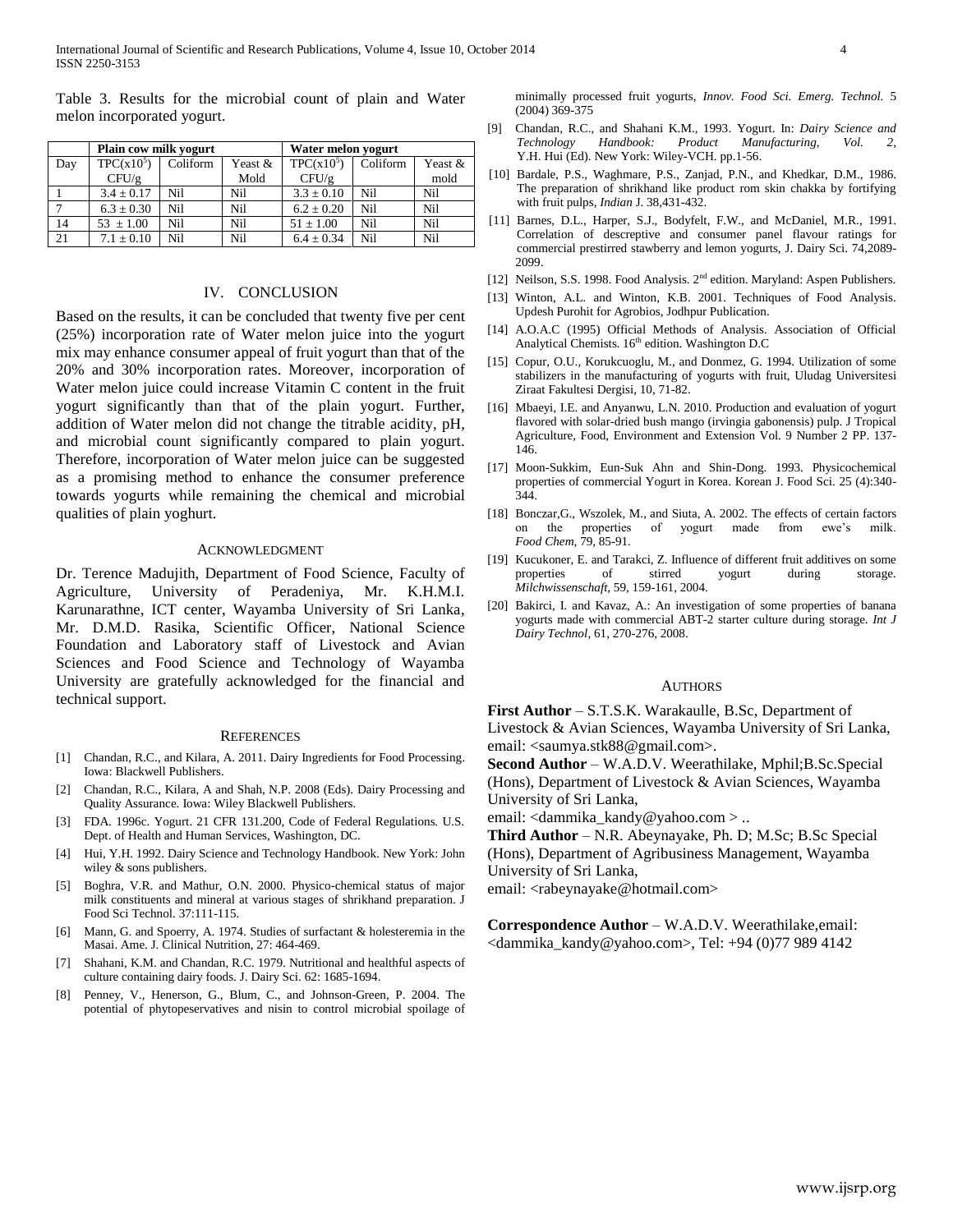Table 3. Results for the microbial count of plain and Water melon incorporated yogurt.

| | Plain cow milk yogurt | | | Water melon yogurt | | |
|---|---|---|---|---|---|---|
| Day | TPC($x10^5$) CFU/g | Coliform | Yeast & Mold | TPC($x10^5$) CFU/g | Coliform | Yeast & mold |
| 1 | 3.4 ± 0.17 | Nil | Nil | 3.3 ± 0.10 | Nil | Nil |
| 7 | 6.3 ± 0.30 | Nil | Nil | 6.2 ± 0.20 | Nil | Nil |
| 14 | 53 ± 1.00 | Nil | Nil | 51 ± 1.00 | Nil | Nil |
| 21 | 7.1 ± 0.10 | Nil | Nil | 6.4 ± 0.34 | Nil | Nil |

## IV. CONCLUSION

Based on the results, it can be concluded that twenty five per cent (25%) incorporation rate of Water melon juice into the yogurt mix may enhance consumer appeal of fruit yogurt than that of the 20% and 30% incorporation rates. Moreover, incorporation of Water melon juice could increase Vitamin C content in the fruit yogurt significantly than that of the plain yogurt. Further, addition of Water melon did not change the titrable acidity, pH, and microbial count significantly compared to plain yogurt. Therefore, incorporation of Water melon juice can be suggested as a promising method to enhance the consumer preference towards yogurts while remaining the chemical and microbial qualities of plain yoghurt.

## ACKNOWLEDGMENT

Dr. Terence Madujith, Department of Food Science, Faculty of Agriculture, University of Peradeniya, Mr. K.H.M.I. Karunarathne, ICT center, Wayamba University of Sri Lanka, Mr. D.M.D. Rasika, Scientific Officer, National Science Foundation and Laboratory staff of Livestock and Avian Sciences and Food Science and Technology of Wayamba University are gratefully acknowledged for the financial and technical support.

## REFERENCES

[1] Chandan, R.C., and Kilara, A. 2011. Dairy Ingredients for Food Processing. Iowa: Blackwell Publishers.

[2] Chandan, R.C., Kilara, A and Shah, N.P. 2008 (Eds). Dairy Processing and Quality Assurance. Iowa: Wiley Blackwell Publishers.

[3] FDA. 1996c. Yogurt. 21 CFR 131.200, Code of Federal Regulations. U.S. Dept. of Health and Human Services, Washington, DC.

[4] Hui, Y.H. 1992. Dairy Science and Technology Handbook. New York: John wiley & sons publishers.

[5] Boghra, V.R. and Mathur, O.N. 2000. Physico-chemical status of major milk constituents and mineral at various stages of shrikhand preparation. J Food Sci Technol. 37:111-115.

[6] Mann, G. and Spoerry, A. 1974. Studies of surfactant & holesteremia in the Masai. Ame. J. Clinical Nutrition, 27: 464-469.

[7] Shahani, K.M. and Chandan, R.C. 1979. Nutritional and healthful aspects of culture containing dairy foods. J. Dairy Sci. 62: 1685-1694.

[8] Penney, V., Henerson, G., Blum, C., and Johnson-Green, P. 2004. The potential of phytopeservatives and nisin to control microbial spoilage of minimally processed fruit yogurts, *Innov. Food Sci. Emerg. Technol.* 5 (2004) 369-375

[9] Chandan, R.C., and Shahani K.M., 1993. Yogurt. In: *Dairy Science and Technology Handbook: Product Manufacturing, Vol. 2*, Y.H. Hui (Ed). New York: Wiley-VCH. pp.1-56.

[10] Bardale, P.S., Waghmare, P.S., Zanjad, P.N., and Khedkar, D.M., 1986. The preparation of shrikhand like product rom skin chakka by fortifying with fruit pulps, *Indian* J. 38,431-432.

[11] Barnes, D.L., Harper, S.J., Bodyfelt, F.W., and McDaniel, M.R., 1991. Correlation of descreptive and consumer panel flavour ratings for commercial prestirred stawberry and lemon yogurts, J. Dairy Sci. 74,2089-2099.

[12] Neilson, S.S. 1998. Food Analysis. 2nd edition. Maryland: Aspen Publishers.

[13] Winton, A.L. and Winton, K.B. 2001. Techniques of Food Analysis. Updesh Purohit for Agrobios, Jodhpur Publication.

[14] A.O.A.C (1995) Official Methods of Analysis. Association of Official Analytical Chemists. 16th edition. Washington D.C

[15] Copur, O.U., Korukcuoglu, M., and Donmez, G. 1994. Utilization of some stabilizers in the manufacturing of yogurts with fruit, Uludag Universitesi Ziraat Fakultesi Dergisi, 10, 71-82.

[16] Mbaeyi, I.E. and Anyanwu, L.N. 2010. Production and evaluation of yogurt flavored with solar-dried bush mango (irvingia gabonensis) pulp. J Tropical Agriculture, Food, Environment and Extension Vol. 9 Number 2 PP. 137-146.

[17] Moon-Sukkim, Eun-Suk Ahn and Shin-Dong. 1993. Physicochemical properties of commercial Yogurt in Korea. Korean J. Food Sci. 25 (4):340-344.

[18] Bonczar,G., Wszolek, M., and Siuta, A. 2002. The effects of certain factors on the properties of yogurt made from ewe's milk. *Food Chem*, 79, 85-91.

[19] Kucukoner, E. and Tarakci, Z. Influence of different fruit additives on some properties of stirred yogurt during storage. *Milchwissenschaft*, 59, 159-161, 2004.

[20] Bakirci, I. and Kavaz, A.: An investigation of some properties of banana yogurts made with commercial ABT-2 starter culture during storage. *Int J Dairy Technol*, 61, 270-276, 2008.

## AUTHORS

**First Author** – S.T.S.K. Warakaulle, B.Sc, Department of Livestock & Avian Sciences, Wayamba University of Sri Lanka, email: <saumya.stk88@gmail.com>.

**Second Author** – W.A.D.V. Weerathilake, Mphil;B.Sc.Special (Hons), Department of Livestock & Avian Sciences, Wayamba University of Sri Lanka,
email: <dammika_kandy@yahoo.com > ..

**Third Author** – N.R. Abeynayake, Ph. D; M.Sc; B.Sc Special (Hons), Department of Agribusiness Management, Wayamba University of Sri Lanka,
email: <rabeynayake@hotmail.com>

**Correspondence Author** – W.A.D.V. Weerathilake,email: <dammika_kandy@yahoo.com>, Tel: +94 (0)77 989 4142